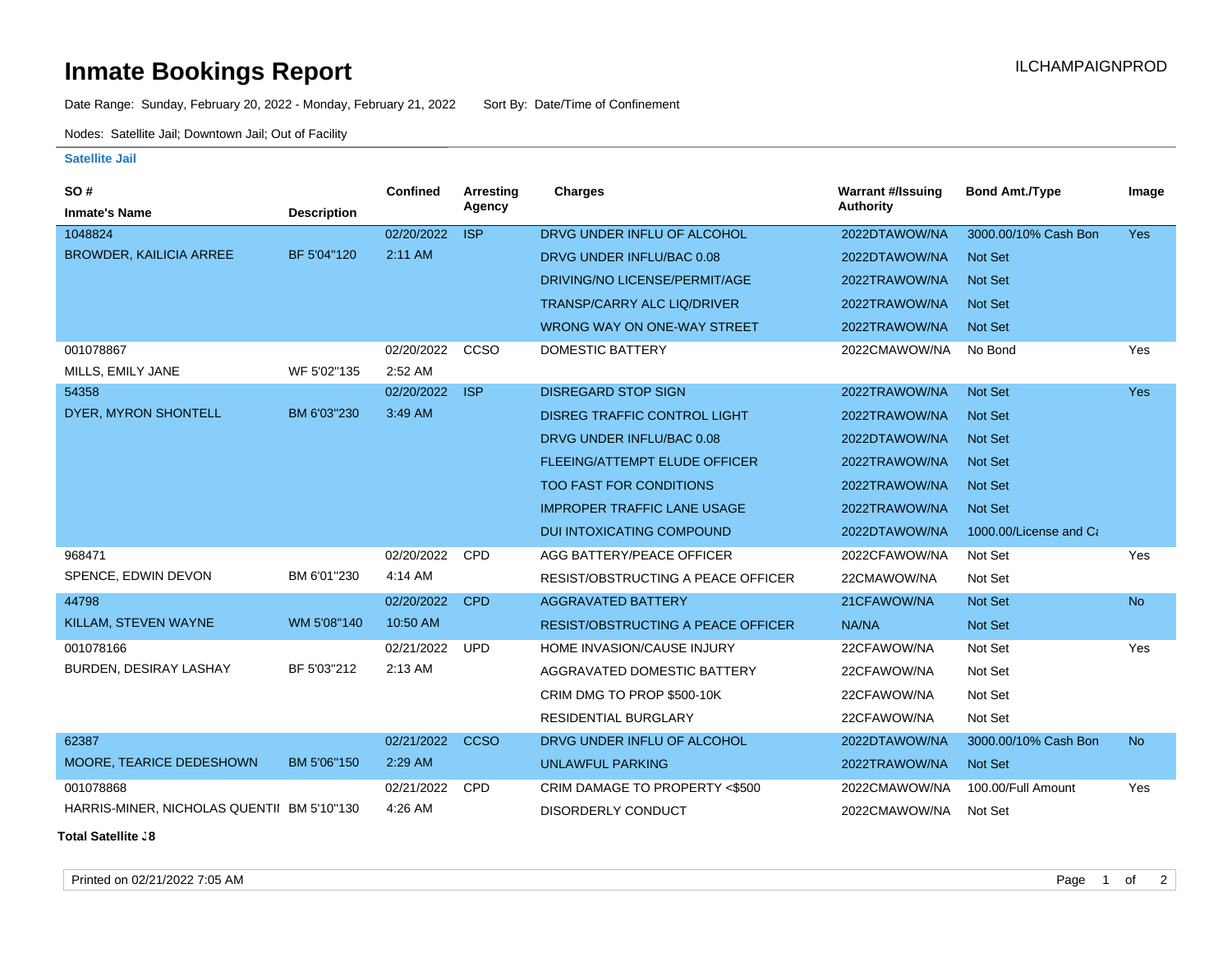# Inmate Bookings Report

ILCHAMPAIGNPROD

Date Range: Sunday, February 20, 2022 - Monday, February 21, 2022    Sort By: Date/Time of Confinement

Nodes: Satellite Jail; Downtown Jail; Out of Facility

### Satellite Jail

| SO # / Inmate's Name | Description | Confined | Arresting Agency | Charges | Warrant #/Issuing Authority | Bond Amt./Type | Image |
|---|---|---|---|---|---|---|---|
| 1048824 | | 02/20/2022 | ISP | DRVG UNDER INFLU OF ALCOHOL | 2022DTAWOW/NA | 3000.00/10% Cash Bon | Yes |
| BROWDER, KAILICIA ARREE | BF 5'04"120 | 2:11 AM | | DRVG UNDER INFLU/BAC 0.08 | 2022DTAWOW/NA | Not Set | |
| | | | | DRIVING/NO LICENSE/PERMIT/AGE | 2022TRAWOW/NA | Not Set | |
| | | | | TRANSP/CARRY ALC LIQ/DRIVER | 2022TRAWOW/NA | Not Set | |
| | | | | WRONG WAY ON ONE-WAY STREET | 2022TRAWOW/NA | Not Set | |
| 001078867 | | 02/20/2022 | CCSO | DOMESTIC BATTERY | 2022CMAWOW/NA | No Bond | Yes |
| MILLS, EMILY JANE | WF 5'02"135 | 2:52 AM | | | | | |
| 54358 | | 02/20/2022 | ISP | DISREGARD STOP SIGN | 2022TRAWOW/NA | Not Set | Yes |
| DYER, MYRON SHONTELL | BM 6'03"230 | 3:49 AM | | DISREG TRAFFIC CONTROL LIGHT | 2022TRAWOW/NA | Not Set | |
| | | | | DRVG UNDER INFLU/BAC 0.08 | 2022DTAWOW/NA | Not Set | |
| | | | | FLEEING/ATTEMPT ELUDE OFFICER | 2022TRAWOW/NA | Not Set | |
| | | | | TOO FAST FOR CONDITIONS | 2022TRAWOW/NA | Not Set | |
| | | | | IMPROPER TRAFFIC LANE USAGE | 2022TRAWOW/NA | Not Set | |
| | | | | DUI INTOXICATING COMPOUND | 2022DTAWOW/NA | 1000.00/License and Ca | |
| 968471 | | 02/20/2022 | CPD | AGG BATTERY/PEACE OFFICER | 2022CFAWOW/NA | Not Set | Yes |
| SPENCE, EDWIN DEVON | BM 6'01"230 | 4:14 AM | | RESIST/OBSTRUCTING A PEACE OFFICER | 22CMAWOW/NA | Not Set | |
| 44798 | | 02/20/2022 | CPD | AGGRAVATED BATTERY | 21CFAWOW/NA | Not Set | No |
| KILLAM, STEVEN WAYNE | WM 5'08"140 | 10:50 AM | | RESIST/OBSTRUCTING A PEACE OFFICER | NA/NA | Not Set | |
| 001078166 | | 02/21/2022 | UPD | HOME INVASION/CAUSE INJURY | 22CFAWOW/NA | Not Set | Yes |
| BURDEN, DESIRAY LASHAY | BF 5'03"212 | 2:13 AM | | AGGRAVATED DOMESTIC BATTERY | 22CFAWOW/NA | Not Set | |
| | | | | CRIM DMG TO PROP $500-10K | 22CFAWOW/NA | Not Set | |
| | | | | RESIDENTIAL BURGLARY | 22CFAWOW/NA | Not Set | |
| 62387 | | 02/21/2022 | CCSO | DRVG UNDER INFLU OF ALCOHOL | 2022DTAWOW/NA | 3000.00/10% Cash Bon | No |
| MOORE, TEARICE DEDESHOWN | BM 5'06"150 | 2:29 AM | | UNLAWFUL PARKING | 2022TRAWOW/NA | Not Set | |
| 001078868 | | 02/21/2022 | CPD | CRIM DAMAGE TO PROPERTY <$500 | 2022CMAWOW/NA | 100.00/Full Amount | Yes |
| HARRIS-MINER, NICHOLAS QUENTII | BM 5'10"130 | 4:26 AM | | DISORDERLY CONDUCT | 2022CMAWOW/NA | Not Set | |

**Total Satellite J8**

Printed on 02/21/2022 7:05 AM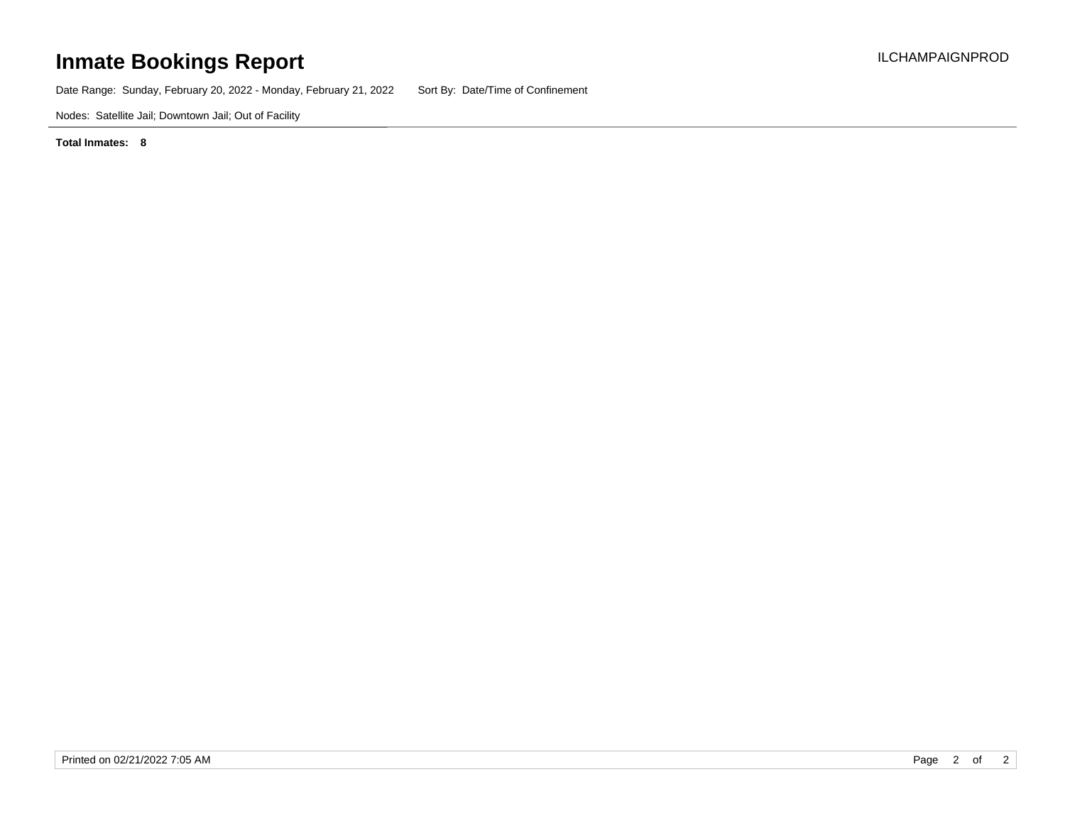# Inmate Bookings Report

ILCHAMPAIGNPROD

Date Range: Sunday, February 20, 2022 - Monday, February 21, 2022 Sort By: Date/Time of Confinement

Nodes: Satellite Jail; Downtown Jail; Out of Facility

**Total Inmates: 8**

Printed on 02/21/2022 7:05 AM